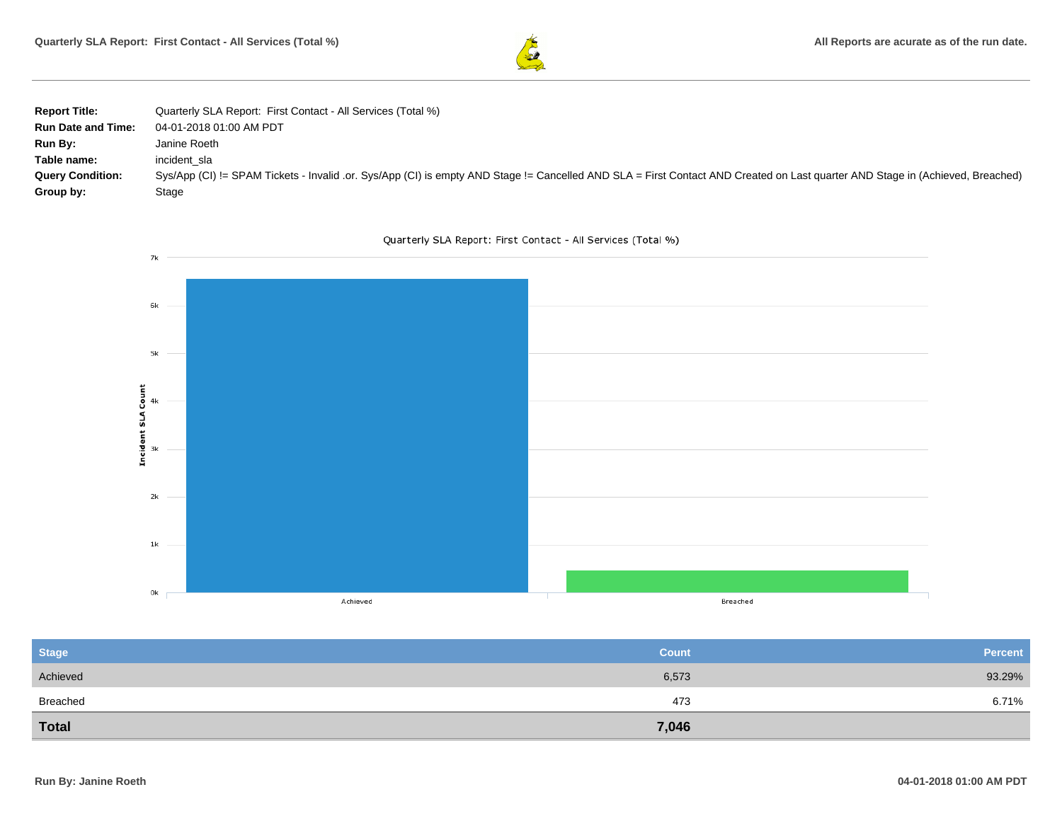| | |
|---|---|
| **Report Title:** | Quarterly SLA Report: First Contact - All Services (Total %) |
| **Run Date and Time:** | 04-01-2018 01:00 AM PDT |
| **Run By:** | Janine Roeth |
| **Table name:** | incident_sla |
| **Query Condition:** | Sys/App (CI) != SPAM Tickets - Invalid .or. Sys/App (CI) is empty AND Stage != Cancelled AND SLA = First Contact AND Created on Last quarter AND Stage in (Achieved, Breached) |
| **Group by:** | Stage |

Quarterly SLA Report: First Contact - All Services (Total %)

| Stage | Count | Percent |
|---|---|---|
| Achieved | 6,573 | 93.29% |
| Breached | 473 | 6.71% |
| **Total** | **7,046** | |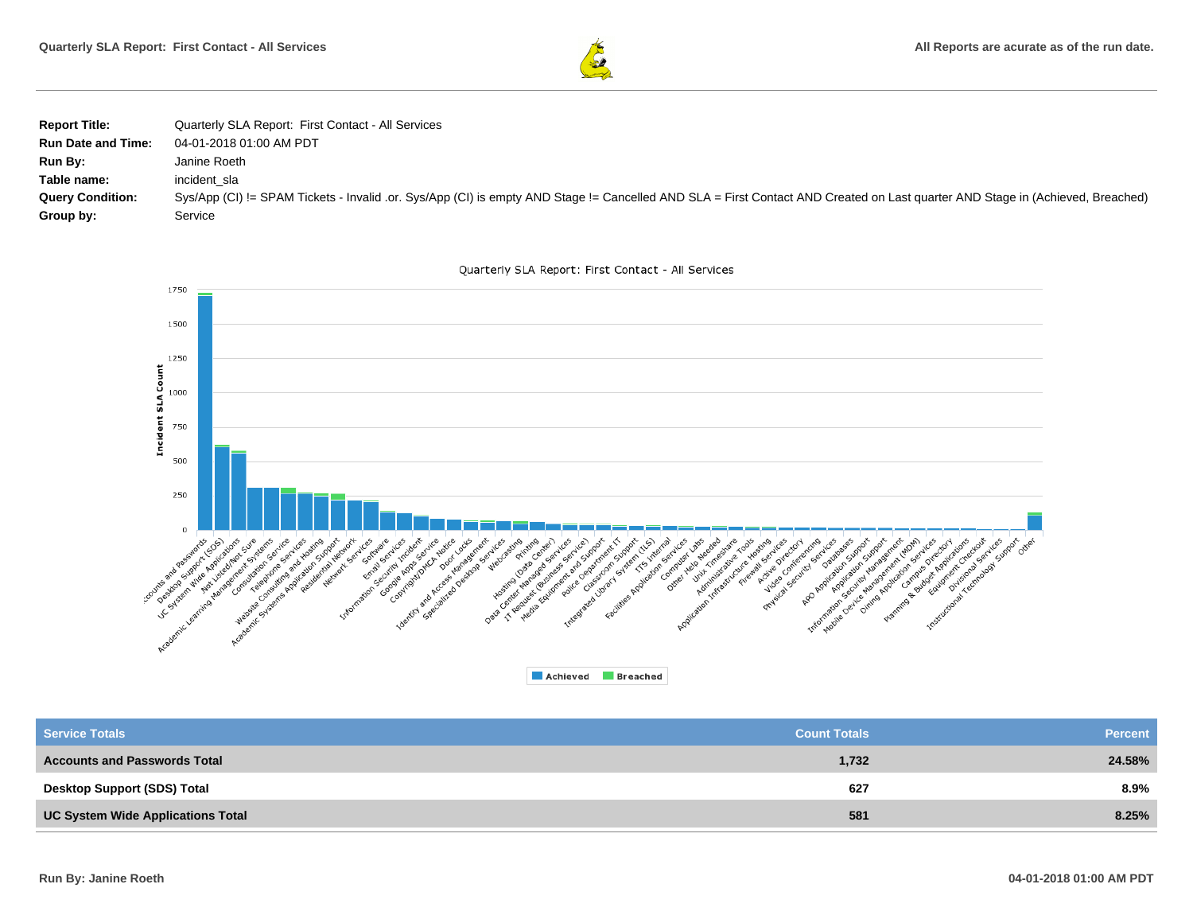**Report Title:** Quarterly SLA Report: First Contact - All Services
**Run Date and Time:** 04-01-2018 01:00 AM PDT
**Run By:** Janine Roeth
**Table name:** incident_sla
**Query Condition:** Sys/App (CI) != SPAM Tickets - Invalid .or. Sys/App (CI) is empty AND Stage != Cancelled AND SLA = First Contact AND Created on Last quarter AND Stage in (Achieved, Breached)
**Group by:** Service

Quarterly SLA Report: First Contact - All Services

| Service Totals | Count Totals | Percent |
| --- | --- | --- |
| **Accounts and Passwords Total** | **1,732** | **24.58%** |
| **Desktop Support (SDS) Total** | **627** | **8.9%** |
| **UC System Wide Applications Total** | **581** | **8.25%** |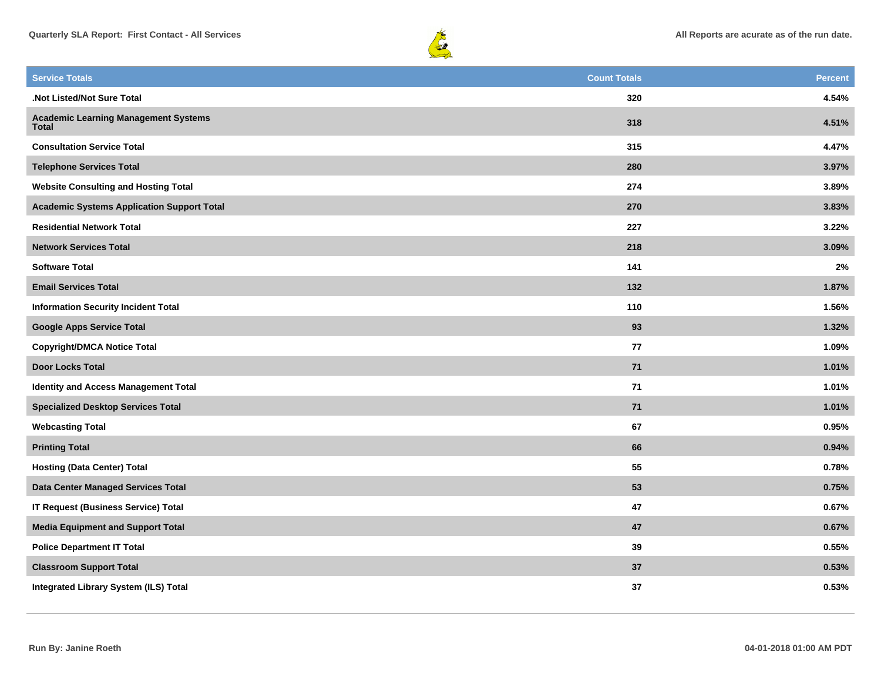| Service Totals | Count Totals | Percent |
| --- | --- | --- |
| .Not Listed/Not Sure Total | 320 | 4.54% |
| Academic Learning Management Systems Total | 318 | 4.51% |
| Consultation Service Total | 315 | 4.47% |
| Telephone Services Total | 280 | 3.97% |
| Website Consulting and Hosting Total | 274 | 3.89% |
| Academic Systems Application Support Total | 270 | 3.83% |
| Residential Network Total | 227 | 3.22% |
| Network Services Total | 218 | 3.09% |
| Software Total | 141 | 2% |
| Email Services Total | 132 | 1.87% |
| Information Security Incident Total | 110 | 1.56% |
| Google Apps Service Total | 93 | 1.32% |
| Copyright/DMCA Notice Total | 77 | 1.09% |
| Door Locks Total | 71 | 1.01% |
| Identity and Access Management Total | 71 | 1.01% |
| Specialized Desktop Services Total | 71 | 1.01% |
| Webcasting Total | 67 | 0.95% |
| Printing Total | 66 | 0.94% |
| Hosting (Data Center) Total | 55 | 0.78% |
| Data Center Managed Services Total | 53 | 0.75% |
| IT Request (Business Service) Total | 47 | 0.67% |
| Media Equipment and Support Total | 47 | 0.67% |
| Police Department IT Total | 39 | 0.55% |
| Classroom Support Total | 37 | 0.53% |
| Integrated Library System (ILS) Total | 37 | 0.53% |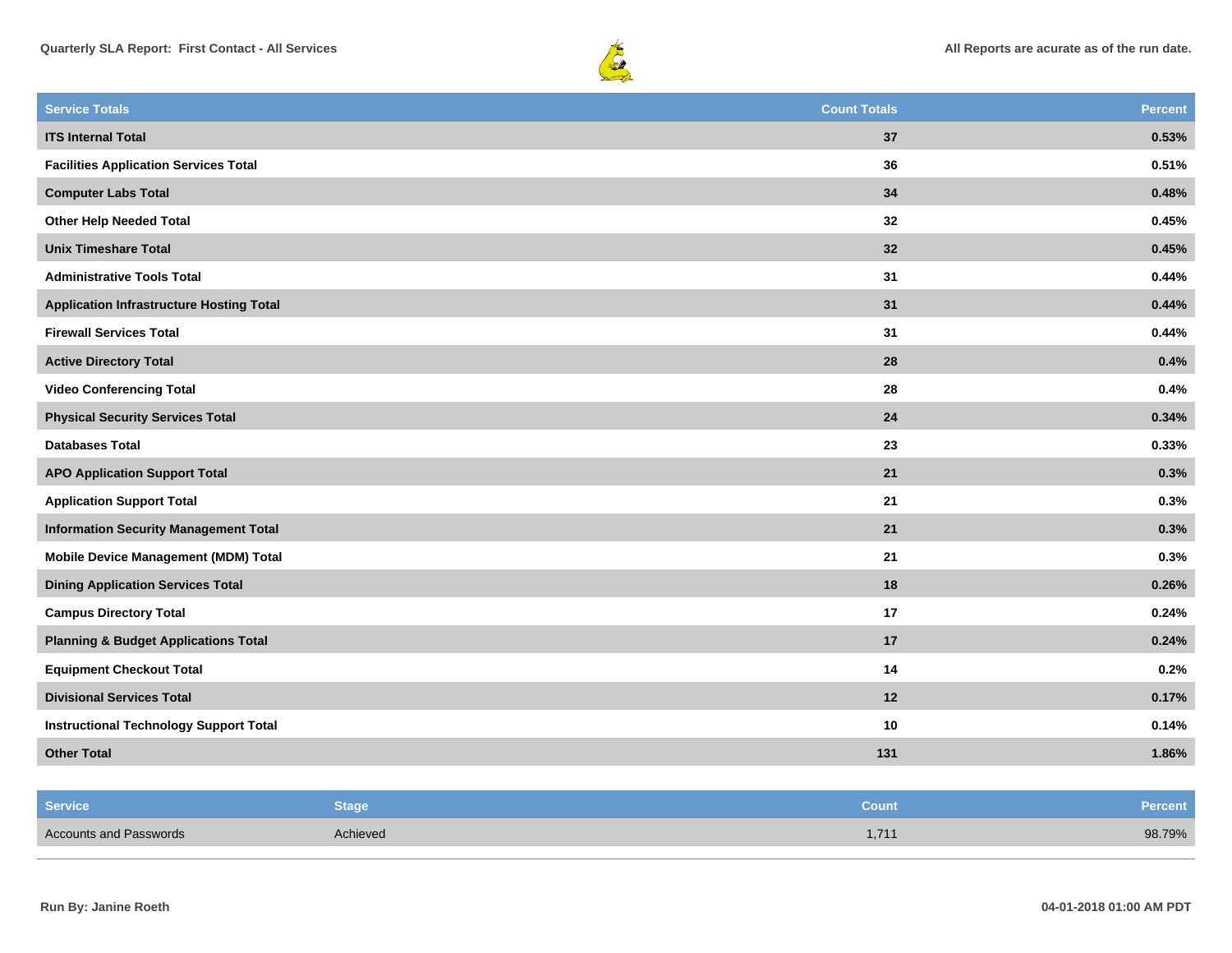| Service Totals | Count Totals | Percent |
|---|---|---|
| **ITS Internal Total** | **37** | **0.53%** |
| **Facilities Application Services Total** | **36** | **0.51%** |
| **Computer Labs Total** | **34** | **0.48%** |
| **Other Help Needed Total** | **32** | **0.45%** |
| **Unix Timeshare Total** | **32** | **0.45%** |
| **Administrative Tools Total** | **31** | **0.44%** |
| **Application Infrastructure Hosting Total** | **31** | **0.44%** |
| **Firewall Services Total** | **31** | **0.44%** |
| **Active Directory Total** | **28** | **0.4%** |
| **Video Conferencing Total** | **28** | **0.4%** |
| **Physical Security Services Total** | **24** | **0.34%** |
| **Databases Total** | **23** | **0.33%** |
| **APO Application Support Total** | **21** | **0.3%** |
| **Application Support Total** | **21** | **0.3%** |
| **Information Security Management Total** | **21** | **0.3%** |
| **Mobile Device Management (MDM) Total** | **21** | **0.3%** |
| **Dining Application Services Total** | **18** | **0.26%** |
| **Campus Directory Total** | **17** | **0.24%** |
| **Planning & Budget Applications Total** | **17** | **0.24%** |
| **Equipment Checkout Total** | **14** | **0.2%** |
| **Divisional Services Total** | **12** | **0.17%** |
| **Instructional Technology Support Total** | **10** | **0.14%** |
| **Other Total** | **131** | **1.86%** |

| Service | Stage | Count | Percent |
|---|---|---|---|
| Accounts and Passwords | Achieved | 1,711 | 98.79% |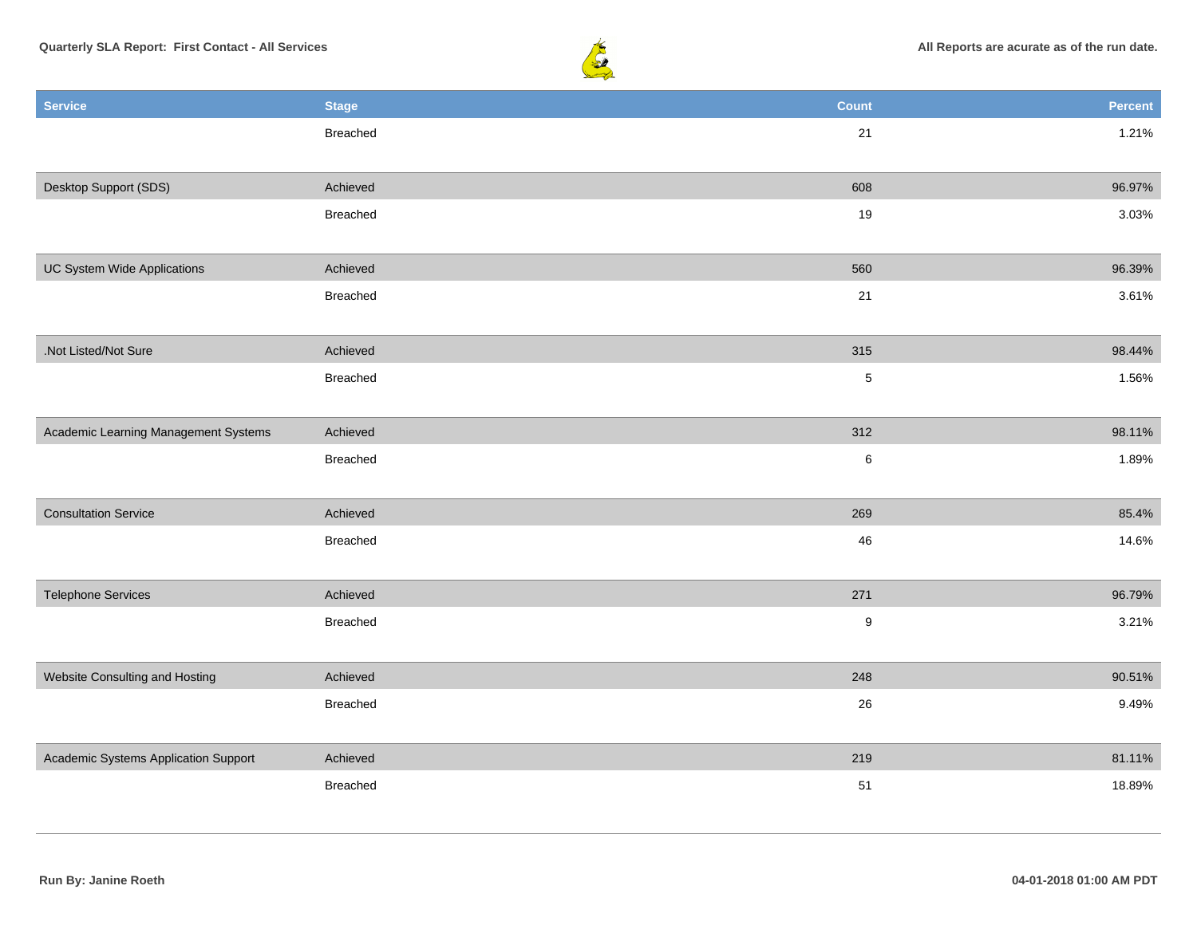| Service | Stage | Count | Percent |
|---|---|---|---|
| | Breached | 21 | 1.21% |
| Desktop Support (SDS) | Achieved | 608 | 96.97% |
| | Breached | 19 | 3.03% |
| UC System Wide Applications | Achieved | 560 | 96.39% |
| | Breached | 21 | 3.61% |
| .Not Listed/Not Sure | Achieved | 315 | 98.44% |
| | Breached | 5 | 1.56% |
| Academic Learning Management Systems | Achieved | 312 | 98.11% |
| | Breached | 6 | 1.89% |
| Consultation Service | Achieved | 269 | 85.4% |
| | Breached | 46 | 14.6% |
| Telephone Services | Achieved | 271 | 96.79% |
| | Breached | 9 | 3.21% |
| Website Consulting and Hosting | Achieved | 248 | 90.51% |
| | Breached | 26 | 9.49% |
| Academic Systems Application Support | Achieved | 219 | 81.11% |
| | Breached | 51 | 18.89% |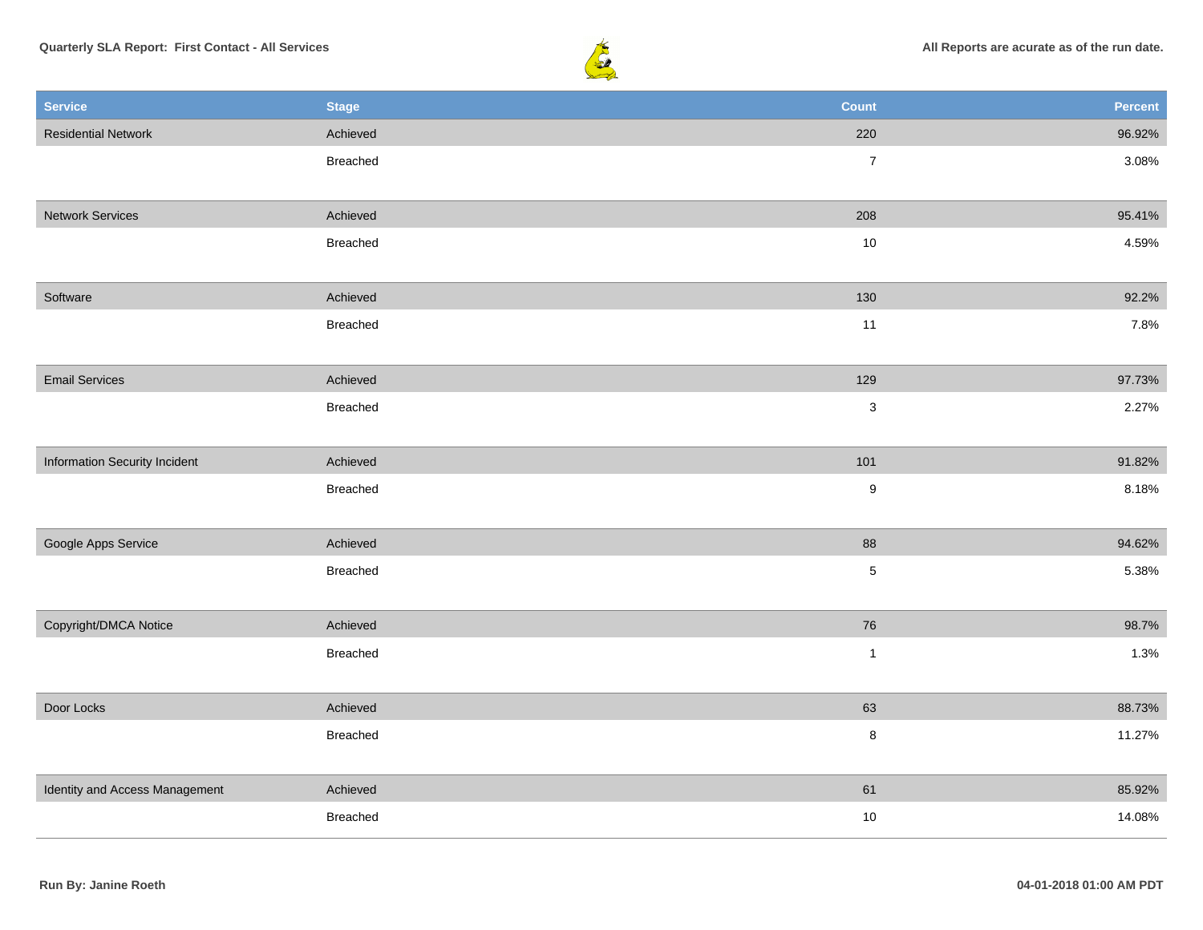**Quarterly SLA Report: First Contact - All Services**

**All Reports are acurate as of the run date.**

| Service | Stage | Count | Percent |
|---|---|---|---|
| Residential Network | Achieved | 220 | 96.92% |
| | Breached | 7 | 3.08% |
| Network Services | Achieved | 208 | 95.41% |
| | Breached | 10 | 4.59% |
| Software | Achieved | 130 | 92.2% |
| | Breached | 11 | 7.8% |
| Email Services | Achieved | 129 | 97.73% |
| | Breached | 3 | 2.27% |
| Information Security Incident | Achieved | 101 | 91.82% |
| | Breached | 9 | 8.18% |
| Google Apps Service | Achieved | 88 | 94.62% |
| | Breached | 5 | 5.38% |
| Copyright/DMCA Notice | Achieved | 76 | 98.7% |
| | Breached | 1 | 1.3% |
| Door Locks | Achieved | 63 | 88.73% |
| | Breached | 8 | 11.27% |
| Identity and Access Management | Achieved | 61 | 85.92% |
| | Breached | 10 | 14.08% |

**Run By: Janine Roeth**

**04-01-2018 01:00 AM PDT**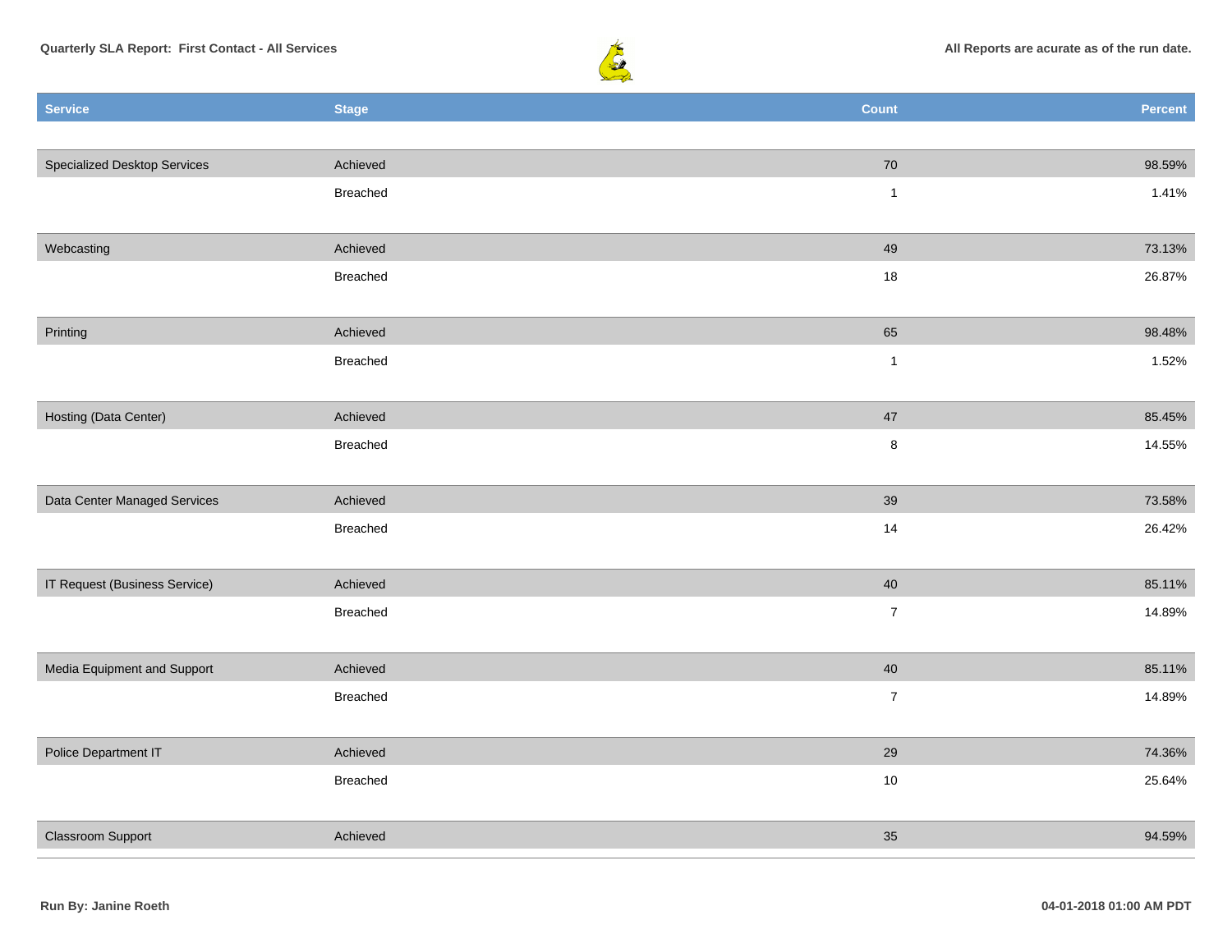| Service | Stage | Count | Percent |
|---|---|---|---|
| Specialized Desktop Services | Achieved | 70 | 98.59% |
| | Breached | 1 | 1.41% |
| Webcasting | Achieved | 49 | 73.13% |
| | Breached | 18 | 26.87% |
| Printing | Achieved | 65 | 98.48% |
| | Breached | 1 | 1.52% |
| Hosting (Data Center) | Achieved | 47 | 85.45% |
| | Breached | 8 | 14.55% |
| Data Center Managed Services | Achieved | 39 | 73.58% |
| | Breached | 14 | 26.42% |
| IT Request (Business Service) | Achieved | 40 | 85.11% |
| | Breached | 7 | 14.89% |
| Media Equipment and Support | Achieved | 40 | 85.11% |
| | Breached | 7 | 14.89% |
| Police Department IT | Achieved | 29 | 74.36% |
| | Breached | 10 | 25.64% |
| Classroom Support | Achieved | 35 | 94.59% |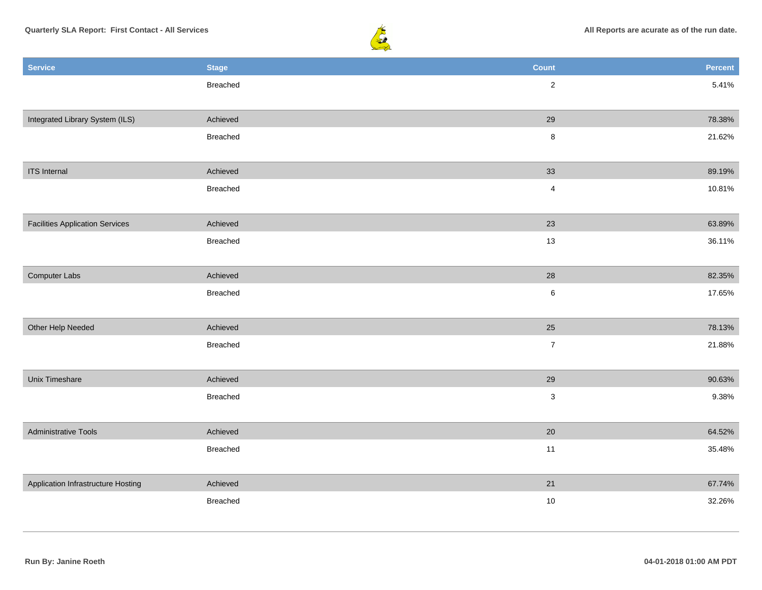| Service | Stage | Count | Percent |
| --- | --- | --- | --- |
| | Breached | 2 | 5.41% |
| Integrated Library System (ILS) | Achieved | 29 | 78.38% |
| | Breached | 8 | 21.62% |
| ITS Internal | Achieved | 33 | 89.19% |
| | Breached | 4 | 10.81% |
| Facilities Application Services | Achieved | 23 | 63.89% |
| | Breached | 13 | 36.11% |
| Computer Labs | Achieved | 28 | 82.35% |
| | Breached | 6 | 17.65% |
| Other Help Needed | Achieved | 25 | 78.13% |
| | Breached | 7 | 21.88% |
| Unix Timeshare | Achieved | 29 | 90.63% |
| | Breached | 3 | 9.38% |
| Administrative Tools | Achieved | 20 | 64.52% |
| | Breached | 11 | 35.48% |
| Application Infrastructure Hosting | Achieved | 21 | 67.74% |
| | Breached | 10 | 32.26% |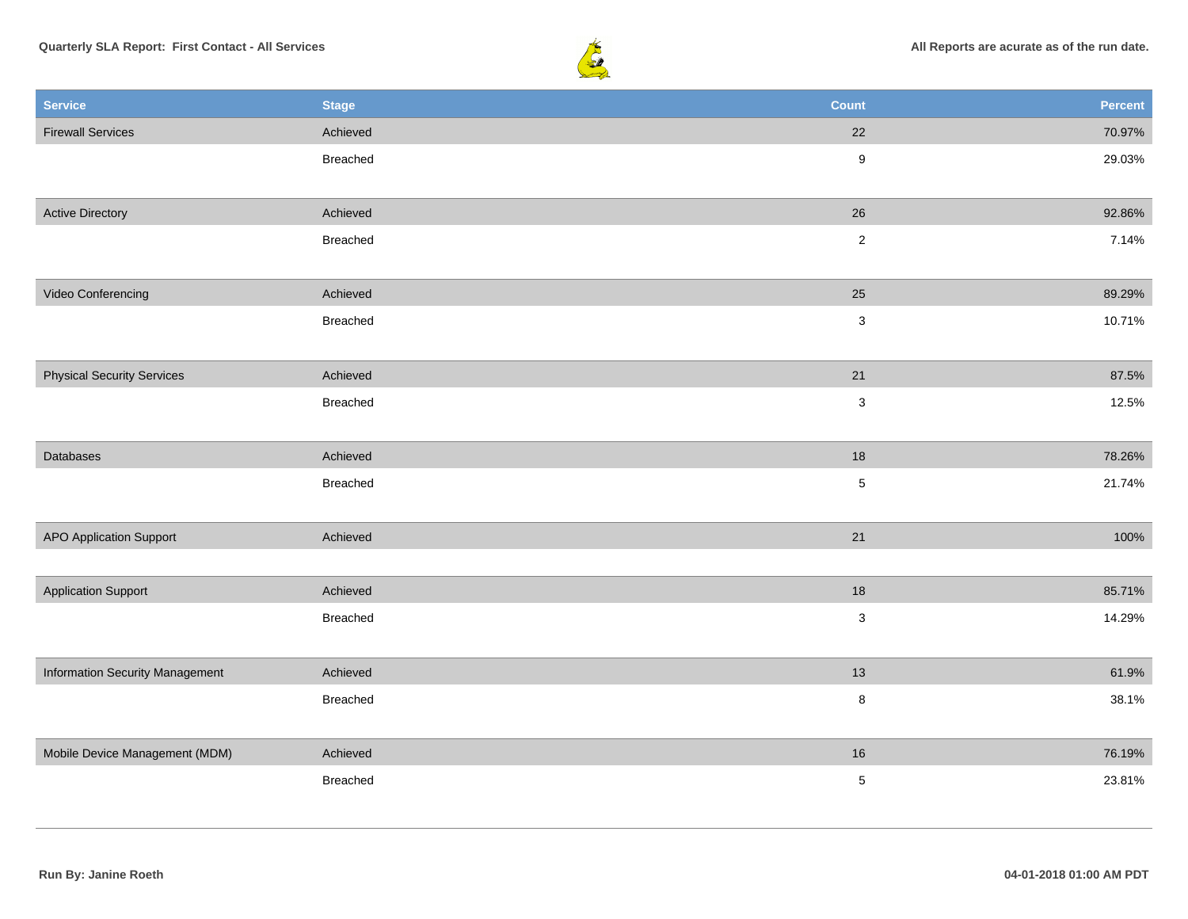Quarterly SLA Report: First Contact - All Services

All Reports are acurate as of the run date.

| Service | Stage | Count | Percent |
| --- | --- | --- | --- |
| Firewall Services | Achieved | 22 | 70.97% |
| | Breached | 9 | 29.03% |
| Active Directory | Achieved | 26 | 92.86% |
| | Breached | 2 | 7.14% |
| Video Conferencing | Achieved | 25 | 89.29% |
| | Breached | 3 | 10.71% |
| Physical Security Services | Achieved | 21 | 87.5% |
| | Breached | 3 | 12.5% |
| Databases | Achieved | 18 | 78.26% |
| | Breached | 5 | 21.74% |
| APO Application Support | Achieved | 21 | 100% |
| Application Support | Achieved | 18 | 85.71% |
| | Breached | 3 | 14.29% |
| Information Security Management | Achieved | 13 | 61.9% |
| | Breached | 8 | 38.1% |
| Mobile Device Management (MDM) | Achieved | 16 | 76.19% |
| | Breached | 5 | 23.81% |

Run By: Janine Roeth

04-01-2018 01:00 AM PDT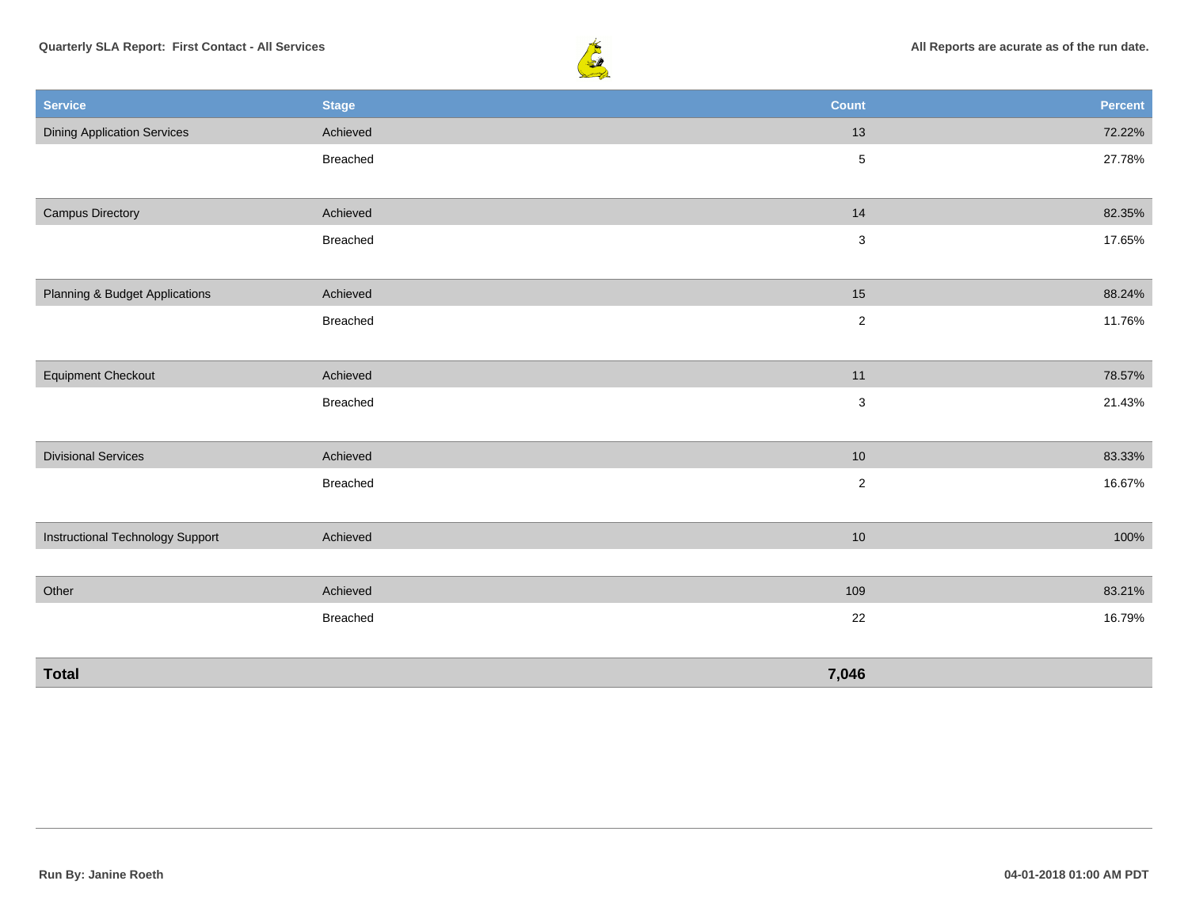**Quarterly SLA Report: First Contact - All Services**

**All Reports are acurate as of the run date.**

| Service | Stage | Count | Percent |
|---|---|---|---|
| Dining Application Services | Achieved | 13 | 72.22% |
| | Breached | 5 | 27.78% |
| Campus Directory | Achieved | 14 | 82.35% |
| | Breached | 3 | 17.65% |
| Planning & Budget Applications | Achieved | 15 | 88.24% |
| | Breached | 2 | 11.76% |
| Equipment Checkout | Achieved | 11 | 78.57% |
| | Breached | 3 | 21.43% |
| Divisional Services | Achieved | 10 | 83.33% |
| | Breached | 2 | 16.67% |
| Instructional Technology Support | Achieved | 10 | 100% |
| Other | Achieved | 109 | 83.21% |
| | Breached | 22 | 16.79% |
| **Total** | | **7,046** | |

**Run By: Janine Roeth**

**04-01-2018 01:00 AM PDT**